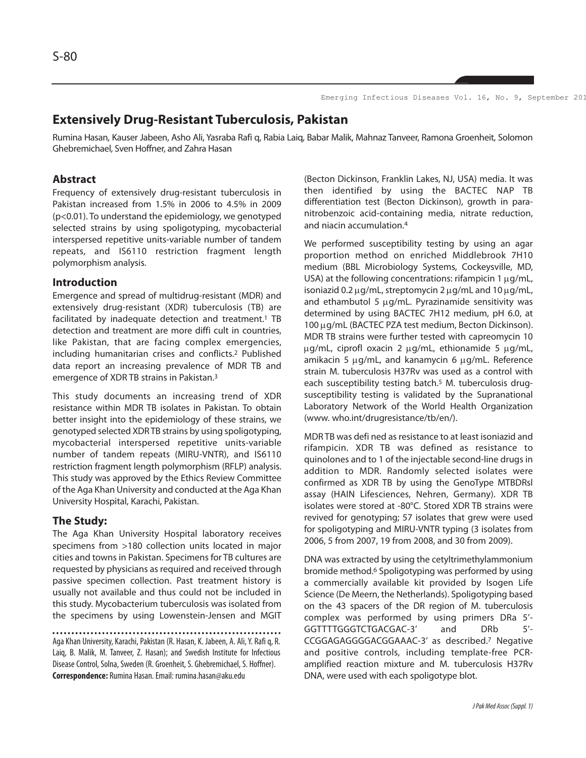# Extensively Drug-Resistant Tuberculosis, Pakistan

Rumina Hasan, Kauser Jabeen, Asho Ali, Yasraba Rafi q, Rabia Laiq, Babar Malik, Mahnaz Tanveer, Ramona Groenheit, Solomon Ghebremichael, Sven Hoffner, and Zahra Hasan

## Abstract

Frequency of extensively drug-resistant tuberculosis in Pakistan increased from 1.5% in 2006 to 4.5% in 2009 ($p<0.01$). To understand the epidemiology, we genotyped selected strains by using spoligotyping, mycobacterial interspersed repetitive units-variable number of tandem repeats, and IS6110 restriction fragment length polymorphism analysis.

## Introduction

Emergence and spread of multidrug-resistant (MDR) and extensively drug-resistant (XDR) tuberculosis (TB) are facilitated by inadequate detection and treatment.[1] TB detection and treatment are more diffi cult in countries, like Pakistan, that are facing complex emergencies, including humanitarian crises and conflicts.[2] Published data report an increasing prevalence of MDR TB and emergence of XDR TB strains in Pakistan.[3]

This study documents an increasing trend of XDR resistance within MDR TB isolates in Pakistan. To obtain better insight into the epidemiology of these strains, we genotyped selected XDR TB strains by using spoligotyping, mycobacterial interspersed repetitive units-variable number of tandem repeats (MIRU-VNTR), and IS6110 restriction fragment length polymorphism (RFLP) analysis. This study was approved by the Ethics Review Committee of the Aga Khan University and conducted at the Aga Khan University Hospital, Karachi, Pakistan.

## The Study:

The Aga Khan University Hospital laboratory receives specimens from >180 collection units located in major cities and towns in Pakistan. Specimens for TB cultures are requested by physicians as required and received through passive specimen collection. Past treatment history is usually not available and thus could not be included in this study. Mycobacterium tuberculosis was isolated from the specimens by using Lowenstein-Jensen and MGIT (Becton Dickinson, Franklin Lakes, NJ, USA) media. It was then identified by using the BACTEC NAP TB differentiation test (Becton Dickinson), growth in para-nitrobenzoic acid-containing media, nitrate reduction, and niacin accumulation.[4]

We performed susceptibility testing by using an agar proportion method on enriched Middlebrook 7H10 medium (BBL Microbiology Systems, Cockeysville, MD, USA) at the following concentrations: rifampicin 1 μg/mL, isoniazid 0.2 μg/mL, streptomycin 2 μg/mL and 10 μg/mL, and ethambutol 5 μg/mL. Pyrazinamide sensitivity was determined by using BACTEC 7H12 medium, pH 6.0, at 100 μg/mL (BACTEC PZA test medium, Becton Dickinson). MDR TB strains were further tested with capreomycin 10 μg/mL, ciprofl oxacin 2 μg/mL, ethionamide 5 μg/mL, amikacin 5 μg/mL, and kanamycin 6 μg/mL. Reference strain M. tuberculosis H37Rv was used as a control with each susceptibility testing batch.[5] M. tuberculosis drug-susceptibility testing is validated by the Supranational Laboratory Network of the World Health Organization (www. who.int/drugresistance/tb/en/).

MDR TB was defi ned as resistance to at least isoniazid and rifampicin. XDR TB was defined as resistance to quinolones and to 1 of the injectable second-line drugs in addition to MDR. Randomly selected isolates were confirmed as XDR TB by using the GenoType MTBDRsl assay (HAIN Lifesciences, Nehren, Germany). XDR TB isolates were stored at -80°C. Stored XDR TB strains were revived for genotyping; 57 isolates that grew were used for spoligotyping and MIRU-VNTR typing (3 isolates from 2006, 5 from 2007, 19 from 2008, and 30 from 2009).

DNA was extracted by using the cetyltrimethylammonium bromide method.[6] Spoligotyping was performed by using a commercially available kit provided by Isogen Life Science (De Meern, the Netherlands). Spoligotyping based on the 43 spacers of the DR region of M. tuberculosis complex was performed by using primers DRa 5'-GGTTTTGGGTCTGACGAC-3' and DRb 5'-CCGGAGAGGGGACGGAAAC-3' as described.[7] Negative and positive controls, including template-free PCR-amplified reaction mixture and M. tuberculosis H37Rv DNA, were used with each spoligotype blot.

---

Aga Khan University, Karachi, Pakistan (R. Hasan, K. Jabeen, A. Ali, Y. Rafi q, R. Laiq, B. Malik, M. Tanveer, Z. Hasan); and Swedish Institute for Infectious Disease Control, Solna, Sweden (R. Groenheit, S. Ghebremichael, S. Hoffner).

**Correspondence:** Rumina Hasan. Email: rumina.hasan@aku.edu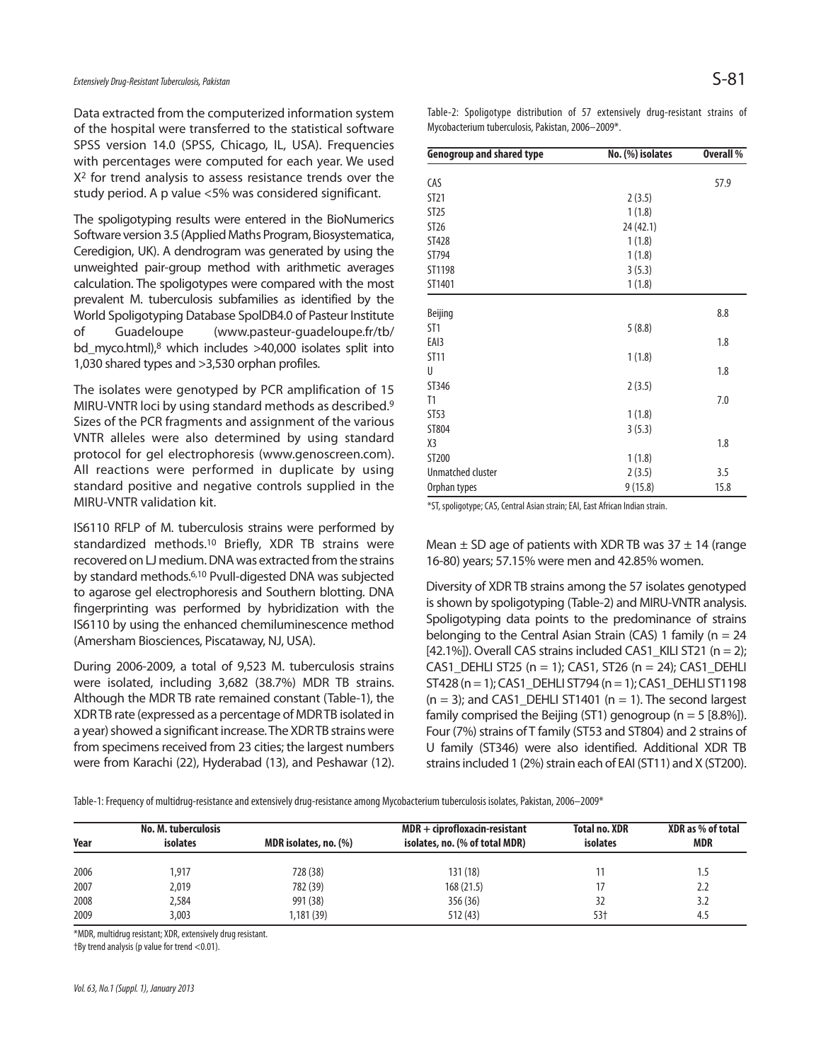Data extracted from the computerized information system of the hospital were transferred to the statistical software SPSS version 14.0 (SPSS, Chicago, IL, USA). Frequencies with percentages were computed for each year. We used $X^2$ for trend analysis to assess resistance trends over the study period. A p value <5% was considered significant.

The spoligotyping results were entered in the BioNumerics Software version 3.5 (Applied Maths Program, Biosystematica, Ceredigion, UK). A dendrogram was generated by using the unweighted pair-group method with arithmetic averages calculation. The spoligotypes were compared with the most prevalent M. tuberculosis subfamilies as identified by the World Spoligotyping Database SpolDB4.0 of Pasteur Institute of Guadeloupe (www.pasteur-guadeloupe.fr/tb/bd_myco.html),[8] which includes >40,000 isolates split into 1,030 shared types and >3,530 orphan profiles.

The isolates were genotyped by PCR amplification of 15 MIRU-VNTR loci by using standard methods as described.[9] Sizes of the PCR fragments and assignment of the various VNTR alleles were also determined by using standard protocol for gel electrophoresis (www.genoscreen.com). All reactions were performed in duplicate by using standard positive and negative controls supplied in the MIRU-VNTR validation kit.

IS6110 RFLP of M. tuberculosis strains were performed by standardized methods.[10] Briefly, XDR TB strains were recovered on LJ medium. DNA was extracted from the strains by standard methods.[6,10] PvuII-digested DNA was subjected to agarose gel electrophoresis and Southern blotting. DNA fingerprinting was performed by hybridization with the IS6110 by using the enhanced chemiluminescence method (Amersham Biosciences, Piscataway, NJ, USA).

During 2006-2009, a total of 9,523 M. tuberculosis strains were isolated, including 3,682 (38.7%) MDR TB strains. Although the MDR TB rate remained constant (Table-1), the XDR TB rate (expressed as a percentage of MDR TB isolated in a year) showed a significant increase. The XDR TB strains were from specimens received from 23 cities; the largest numbers were from Karachi (22), Hyderabad (13), and Peshawar (12).

Table-2: Spoligotype distribution of 57 extensively drug-resistant strains of Mycobacterium tuberculosis, Pakistan, 2006–2009*.

| Genogroup and shared type | No. (%) isolates | Overall % |
|---|---|---|
| CAS | | 57.9 |
| ST21 | 2 (3.5) | |
| ST25 | 1 (1.8) | |
| ST26 | 24 (42.1) | |
| ST428 | 1 (1.8) | |
| ST794 | 1 (1.8) | |
| ST1198 | 3 (5.3) | |
| ST1401 | 1 (1.8) | |
| Beijing | | 8.8 |
| ST1 | 5 (8.8) | |
| EAI3 | | 1.8 |
| ST11 | 1 (1.8) | |
| U | | 1.8 |
| ST346 | 2 (3.5) | |
| T1 | | 7.0 |
| ST53 | 1 (1.8) | |
| ST804 | 3 (5.3) | |
| X3 | | 1.8 |
| ST200 | 1 (1.8) | |
| Unmatched cluster | 2 (3.5) | 3.5 |
| Orphan types | 9 (15.8) | 15.8 |

*ST, spoligotype; CAS, Central Asian strain; EAI, East African Indian strain.

Mean ± SD age of patients with XDR TB was 37 ± 14 (range 16-80) years; 57.15% were men and 42.85% women.

Diversity of XDR TB strains among the 57 isolates genotyped is shown by spoligotyping (Table-2) and MIRU-VNTR analysis. Spoligotyping data points to the predominance of strains belonging to the Central Asian Strain (CAS) 1 family (n = 24 [42.1%]). Overall CAS strains included CAS1_KILI ST21 (n = 2); CAS1_DEHLI ST25 (n = 1); CAS1, ST26 (n = 24); CAS1_DEHLI ST428 (n = 1); CAS1_DEHLI ST794 (n = 1); CAS1_DEHLI ST1198 (n = 3); and CAS1_DEHLI ST1401 (n = 1). The second largest family comprised the Beijing (ST1) genogroup (n = 5 [8.8%]). Four (7%) strains of T family (ST53 and ST804) and 2 strains of U family (ST346) were also identified. Additional XDR TB strains included 1 (2%) strain each of EAI (ST11) and X (ST200).

Table-1: Frequency of multidrug-resistance and extensively drug-resistance among Mycobacterium tuberculosis isolates, Pakistan, 2006–2009*

| Year | No. M. tuberculosis isolates | MDR isolates, no. (%) | MDR + ciprofloxacin-resistant isolates, no. (% of total MDR) | Total no. XDR isolates | XDR as % of total MDR |
|---|---|---|---|---|---|
| 2006 | 1,917 | 728 (38) | 131 (18) | 11 | 1.5 |
| 2007 | 2,019 | 782 (39) | 168 (21.5) | 17 | 2.2 |
| 2008 | 2,584 | 991 (38) | 356 (36) | 32 | 3.2 |
| 2009 | 3,003 | 1,181 (39) | 512 (43) | 53† | 4.5 |

*MDR, multidrug resistant; XDR, extensively drug resistant.

†By trend analysis (p value for trend <0.01).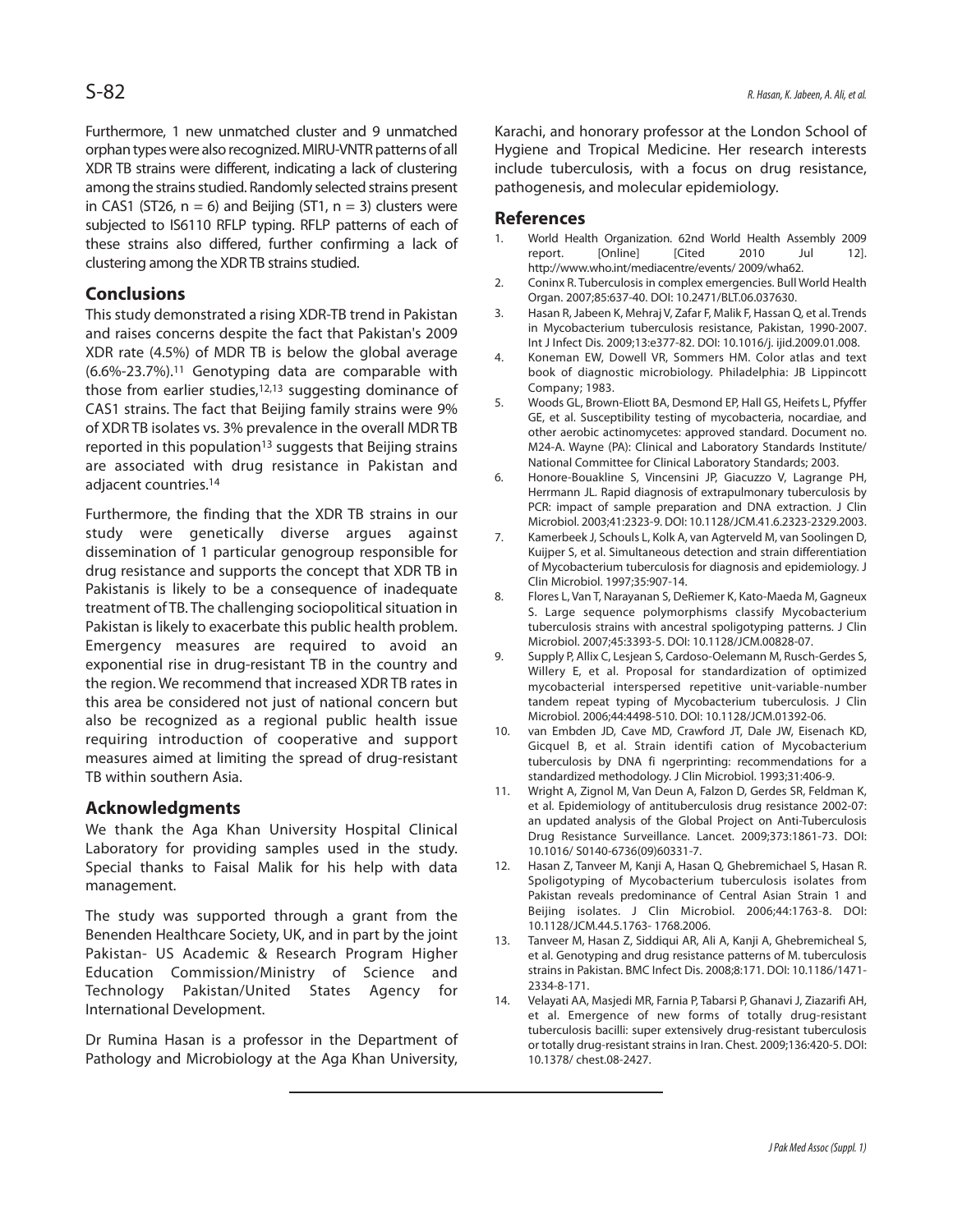Furthermore, 1 new unmatched cluster and 9 unmatched orphan types were also recognized. MIRU-VNTR patterns of all XDR TB strains were different, indicating a lack of clustering among the strains studied. Randomly selected strains present in CAS1 (ST26, n = 6) and Beijing (ST1, n = 3) clusters were subjected to IS6110 RFLP typing. RFLP patterns of each of these strains also differed, further confirming a lack of clustering among the XDR TB strains studied.

## Conclusions

This study demonstrated a rising XDR-TB trend in Pakistan and raises concerns despite the fact that Pakistan's 2009 XDR rate (4.5%) of MDR TB is below the global average (6.6%-23.7%).[11] Genotyping data are comparable with those from earlier studies,[12,13] suggesting dominance of CAS1 strains. The fact that Beijing family strains were 9% of XDR TB isolates vs. 3% prevalence in the overall MDR TB reported in this population[13] suggests that Beijing strains are associated with drug resistance in Pakistan and adjacent countries.[14]

Furthermore, the finding that the XDR TB strains in our study were genetically diverse argues against dissemination of 1 particular genogroup responsible for drug resistance and supports the concept that XDR TB in Pakistanis is likely to be a consequence of inadequate treatment of TB. The challenging sociopolitical situation in Pakistan is likely to exacerbate this public health problem. Emergency measures are required to avoid an exponential rise in drug-resistant TB in the country and the region. We recommend that increased XDR TB rates in this area be considered not just of national concern but also be recognized as a regional public health issue requiring introduction of cooperative and support measures aimed at limiting the spread of drug-resistant TB within southern Asia.

## Acknowledgments

We thank the Aga Khan University Hospital Clinical Laboratory for providing samples used in the study. Special thanks to Faisal Malik for his help with data management.

The study was supported through a grant from the Benenden Healthcare Society, UK, and in part by the joint Pakistan- US Academic & Research Program Higher Education Commission/Ministry of Science and Technology Pakistan/United States Agency for International Development.

Dr Rumina Hasan is a professor in the Department of Pathology and Microbiology at the Aga Khan University, Karachi, and honorary professor at the London School of Hygiene and Tropical Medicine. Her research interests include tuberculosis, with a focus on drug resistance, pathogenesis, and molecular epidemiology.

## References

1. World Health Organization. 62nd World Health Assembly 2009 report. [Online] [Cited 2010 Jul 12]. http://www.who.int/mediacentre/events/ 2009/wha62.
2. Coninx R. Tuberculosis in complex emergencies. Bull World Health Organ. 2007;85:637-40. DOI: 10.2471/BLT.06.037630.
3. Hasan R, Jabeen K, Mehraj V, Zafar F, Malik F, Hassan Q, et al. Trends in Mycobacterium tuberculosis resistance, Pakistan, 1990-2007. Int J Infect Dis. 2009;13:e377-82. DOI: 10.1016/j. ijid.2009.01.008.
4. Koneman EW, Dowell VR, Sommers HM. Color atlas and text book of diagnostic microbiology. Philadelphia: JB Lippincott Company; 1983.
5. Woods GL, Brown-Eliott BA, Desmond EP, Hall GS, Heifets L, Pfyffer GE, et al. Susceptibility testing of mycobacteria, nocardiae, and other aerobic actinomycetes: approved standard. Document no. M24-A. Wayne (PA): Clinical and Laboratory Standards Institute/ National Committee for Clinical Laboratory Standards; 2003.
6. Honore-Bouakline S, Vincensini JP, Giacuzzo V, Lagrange PH, Herrmann JL. Rapid diagnosis of extrapulmonary tuberculosis by PCR: impact of sample preparation and DNA extraction. J Clin Microbiol. 2003;41:2323-9. DOI: 10.1128/JCM.41.6.2323-2329.2003.
7. Kamerbeek J, Schouls L, Kolk A, van Agterveld M, van Soolingen D, Kuijper S, et al. Simultaneous detection and strain differentiation of Mycobacterium tuberculosis for diagnosis and epidemiology. J Clin Microbiol. 1997;35:907-14.
8. Flores L, Van T, Narayanan S, DeRiemer K, Kato-Maeda M, Gagneux S. Large sequence polymorphisms classify Mycobacterium tuberculosis strains with ancestral spoligotyping patterns. J Clin Microbiol. 2007;45:3393-5. DOI: 10.1128/JCM.00828-07.
9. Supply P, Allix C, Lesjean S, Cardoso-Oelemann M, Rusch-Gerdes S, Willery E, et al. Proposal for standardization of optimized mycobacterial interspersed repetitive unit-variable-number tandem repeat typing of Mycobacterium tuberculosis. J Clin Microbiol. 2006;44:4498-510. DOI: 10.1128/JCM.01392-06.
10. van Embden JD, Cave MD, Crawford JT, Dale JW, Eisenach KD, Gicquel B, et al. Strain identifi cation of Mycobacterium tuberculosis by DNA fi ngerprinting: recommendations for a standardized methodology. J Clin Microbiol. 1993;31:406-9.
11. Wright A, Zignol M, Van Deun A, Falzon D, Gerdes SR, Feldman K, et al. Epidemiology of antituberculosis drug resistance 2002-07: an updated analysis of the Global Project on Anti-Tuberculosis Drug Resistance Surveillance. Lancet. 2009;373:1861-73. DOI: 10.1016/ S0140-6736(09)60331-7.
12. Hasan Z, Tanveer M, Kanji A, Hasan Q, Ghebremichael S, Hasan R. Spoligotyping of Mycobacterium tuberculosis isolates from Pakistan reveals predominance of Central Asian Strain 1 and Beijing isolates. J Clin Microbiol. 2006;44:1763-8. DOI: 10.1128/JCM.44.5.1763- 1768.2006.
13. Tanveer M, Hasan Z, Siddiqui AR, Ali A, Kanji A, Ghebremicheal S, et al. Genotyping and drug resistance patterns of M. tuberculosis strains in Pakistan. BMC Infect Dis. 2008;8:171. DOI: 10.1186/1471-2334-8-171.
14. Velayati AA, Masjedi MR, Farnia P, Tabarsi P, Ghanavi J, Ziazarifi AH, et al. Emergence of new forms of totally drug-resistant tuberculosis bacilli: super extensively drug-resistant tuberculosis or totally drug-resistant strains in Iran. Chest. 2009;136:420-5. DOI: 10.1378/ chest.08-2427.